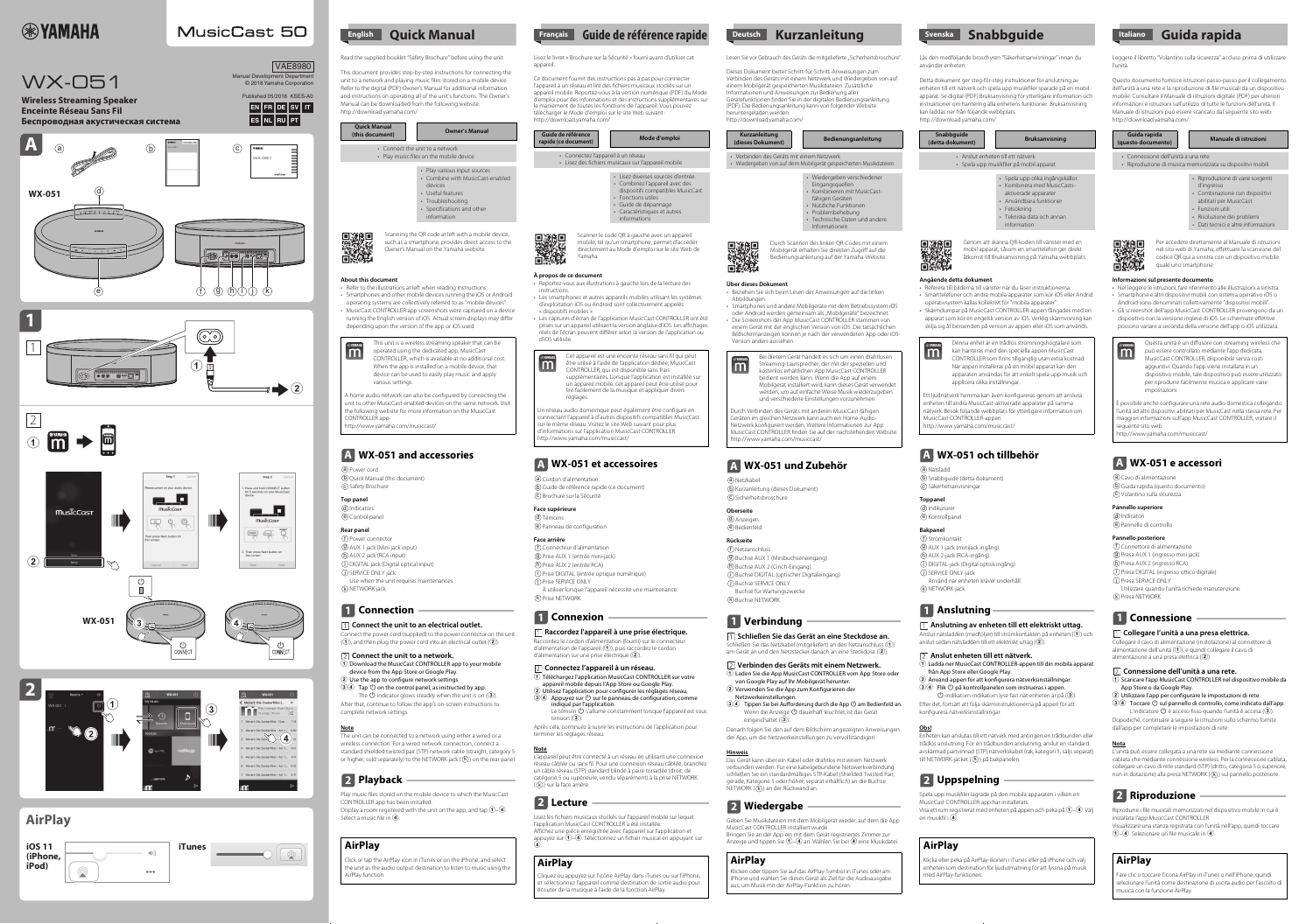# YAMAHA

# MusicCast 50

VAE8980

Manual Development Department
© 2018 Yamaha Corporation

Published 05/2018 KSES-A0

EN FR DE SV IT
ES NL RU PT

# WX-051

**Wireless Streaming Speaker**
**Enceinte Réseau Sans Fil**
**Беспроводная акустическая система**

A

ⓐ ⓑ ⓒ

WX-051

ⓓ

ⓔ ⓕ ⓖ ⓗ ⓘ ⓙ ⓚ

1

2

WX-051

CONNECT

2

AirPlay

iOS 11 (iPhone, iPod)

iTunes

---

## English — Quick Manual

Read the supplied booklet "Safety Brochure" before using the unit.

This document provides step-by-step instructions for connecting the unit to a network and playing music files stored on a mobile device. Refer to the digital (PDF) Owner's Manual for additional information and instructions on operating all of the unit's functions. The Owner's Manual can be downloaded from the following website.
http://download.yamaha.com/

| Quick Manual (this document) | Owner's Manual |
|---|---|
| • Connect the unit to a network<br>• Play music files on the mobile device | • Play various input sources<br>• Combine with MusicCast-enabled devices<br>• Useful features<br>• Troubleshooting<br>• Specifications and other information |

Scanning the QR code at left with a mobile device, such as a smartphone, provides direct access to the Owner's Manual on the Yamaha website.

**About this document**

- Refer to the illustrations at left when reading instructions.
- Smartphones and other mobile devices running the iOS or Android operating systems are collectively referred to as "mobile devices".
- MusicCast CONTROLLER app screenshots were captured on a device running the English version of iOS. Actual screen displays may differ depending upon the version of the app or iOS used.

This unit is a wireless streaming speaker that can be operated using the dedicated app, MusicCast CONTROLLER, which is available at no additional cost. When the app is installed on a mobile device, that device can be used to easily play music and apply various settings.

A home audio network can also be configured by connecting the unit to other MusicCast-enabled devices on the same network. Visit the following website for more information on the MusicCast CONTROLLER app.
http://www.yamaha.com/musiccast/

### A WX-051 and accessories

ⓐ Power cord
ⓑ Quick Manual (this document)
ⓒ Safety Brochure

**Top panel**
ⓓ Indicators
ⓔ Control panel

**Rear panel**
ⓕ Power connector
ⓖ AUX 1 jack (Mini jack input)
ⓗ AUX 2 jack (RCA input)
ⓘ DIGITAL jack (Digital optical input)
ⓙ SERVICE ONLY jack
Use when the unit requires maintenances.
ⓚ NETWORK jack

### 1 Connection

**1 Connect the unit to an electrical outlet.**
Connect the power cord (supplied) to the power connector on the unit (①), and then plug the power cord into an electrical outlet (②).

**2 Connect the unit to a network.**
① **Download the MusicCast CONTROLLER app to your mobile device from the App Store or Google Play.**
② **Use the app to configure network settings.**
③④ **Tap ⏻ on the control panel as instructed by app.**
The ⏻ indicator glows steadily when the unit is on (③).
After that, continue to follow the app's on-screen instructions to complete network settings.

**Note**
The unit can be connected to a network using either a wired or a wireless connection. For a wired network connection, connect a standard shielded twisted pair (STP) network cable (straight, category 5 or higher, sold separately) to the NETWORK jack (ⓚ) on the rear panel.

### 2 Playback

Play music files stored on the mobile device to which the MusicCast CONTROLLER app has been installed.
Display a room registered with the unit on the app, and tap ①–④.
Select a music file in ④.

### AirPlay

Click or tap the AirPlay icon in iTunes or on the iPhone, and select the unit as the audio output destination to listen to music using the AirPlay function.

---

## Français — Guide de référence rapide

Lisez le livret « Brochure sur la Sécurité » fourni avant d'utiliser cet appareil.

Ce document fournit des instructions pas à pas pour connecter l'appareil à un réseau et lire des fichiers musicaux stockés sur un appareil mobile. Reportez-vous à la version numérique (PDF) du Mode d'emploi pour des informations et des instructions supplémentaires sur le maniement de toutes les fonctions de l'appareil. Vous pouvez télécharger le Mode d'emploi sur le site Web suivant :
http://download.yamaha.com/

| Guide de référence rapide (ce document) | Mode d'emploi |
|---|---|
| • Connectez l'appareil à un réseau<br>• Lisez des fichiers musicaux sur l'appareil mobile | • Lisez diverses sources d'entrée<br>• Combinez l'appareil avec des dispositifs compatibles MusicCast.<br>• Fonctions utiles<br>• Guide de dépannage<br>• Caractéristiques et autres informations |

Scanner le code QR à gauche avec un appareil mobile, tel qu'un smartphone, permet d'accéder directement au Mode d'emploi sur le site Web de Yamaha.

**À propos de ce document**

- Reportez-vous aux illustrations à gauche lors de la lecture des instructions.
- Les smartphones et autres appareils mobiles utilisant les systèmes d'exploitation iOS ou Android sont collectivement appelés « dispositifs mobiles ».
- Les captures d'écran de l'application MusicCast CONTROLLER ont été prises sur un appareil utilisant la version anglaise d'iOS. Les affichages réels de l'écran peuvent différer selon la version de l'application ou d'iOS utilisée.

Cet appareil est une enceinte réseau sans fil qui peut être utilisé à l'aide de l'application dédiée, MusicCast CONTROLLER, qui est disponible sans frais supplémentaires. Lorsque l'application est installée sur un appareil mobile, cet appareil peut être utilisé pour lire facilement de la musique et appliquer divers réglages.

Un réseau audio domestique peut également être configuré en connectant l'appareil à d'autres dispositifs compatibles MusicCast sur le même réseau. Visitez le site Web suivant pour plus d'informations sur l'application MusicCast CONTROLLER.
http://www.yamaha.com/musiccast/

### A WX-051 et accessoires

ⓐ Cordon d'alimentation
ⓑ Guide de référence rapide (ce document)
ⓒ Brochure sur la Sécurité

**Face supérieure**
ⓓ Témoins
ⓔ Panneau de configuration

**Face arrière**
ⓕ Connecteur d'alimentation
ⓖ Prise AUX 1 (entrée mini-jack)
ⓗ Prise AUX 2 (entrée RCA)
ⓘ Prise DIGITAL (entrée optique numérique)
ⓙ Prise SERVICE ONLY
À utiliser lorsque l'appareil nécessite une maintenance.
ⓚ Prise NETWORK

### 1 Connexion

**1 Raccordez l'appareil à une prise électrique.**
Raccordez le cordon d'alimentation (fourni) sur le connecteur d'alimentation de l'appareil (①), puis raccordez le cordon d'alimentation sur une prise électrique (②).

**2 Connectez l'appareil à un réseau.**
① **Téléchargez l'application MusicCast CONTROLLER sur votre appareil mobile depuis l'App Store ou Google Play.**
② **Utilisez l'application pour configurer les réglages réseau.**
③④ **Appuyez sur ⏻ sur le panneau de configuration, comme indiqué par l'application.**
Le témoin ⏻ s'allume constamment lorsque l'appareil est sous tension (③).
Après cela, continuez à suivre les instructions de l'application pour terminer les réglages réseau.

**Note**
L'appareil peut être connecté à un réseau en utilisant une connexion réseau câblée ou sans fil. Pour une connexion réseau câblée, branchez un câble réseau (STP) standard blindé à paire torsadée (droit, de catégorie 5 ou supérieure, vendu séparément) à la prise NETWORK (ⓚ) sur la face arrière.

### 2 Lecture

Lisez les fichiers musicaux stockés sur l'appareil mobile sur lequel l'application MusicCast CONTROLLER a été installée.
Affichez une pièce enregistrée avec l'appareil sur l'application et appuyez sur ①–④. Sélectionnez un fichier musical en appuyant sur ④.

### AirPlay

Cliquez ou appuyez sur l'icône AirPlay dans iTunes ou sur l'iPhone, et sélectionnez l'appareil comme destination de sortie audio pour écouter de la musique à l'aide de la fonction AirPlay.

---

## Deutsch — Kurzanleitung

Lesen Sie vor Gebrauch des Geräts die mitgelieferte „Sicherheitsbroschüre".

Dieses Dokument bietet Schritt-für-Schritt-Anweisungen zum Verbinden des Geräts mit einem Netzwerk und Wiedergeben von auf einem Mobilgerät gespeicherten Musikdateien. Zusätzliche Informationen und Anweisungen zur Bedienung aller Gerätefunktionen finden Sie in der digitalen Bedienungsanleitung (PDF). Die Bedienungsanleitung kann von folgender Website heruntergeladen werden.
http://download.yamaha.com/

| Kurzanleitung (dieses Dokument) | Bedienungsanleitung |
|---|---|
| • Verbinden des Geräts mit einem Netzwerk<br>• Wiedergeben von auf dem Mobilgerät gespeicherten Musikdateien | • Wiedergeben verschiedener Eingangsquellen<br>• Kombinieren mit MusicCast-fähigen Geräten<br>• Nützliche Funktionen<br>• Problembehebung<br>• Technische Daten und andere Informationen |

Durch Scannen des linken QR-Codes mit einem Mobilgerät erhalten Sie direkten Zugriff auf die Bedienungsanleitung auf der Yamaha-Website.

**Über dieses Dokument**

- Beziehen Sie sich beim Lesen der Anweisungen auf die linken Abbildungen.
- Smartphones und andere Mobilgeräte mit dem Betriebssystem iOS oder Android werden gemeinsam als „Mobilgeräte" bezeichnet.
- Die Screenshots der App MusicCast CONTROLLER stammen von einem Gerät mit der englischen Version von iOS. Die tatsächlichen Bildschirmanzeigen können je nach der verwendeten App- oder iOS-Version anders aussehen.

Bei diesem Gerät handelt es sich um einen drahtlosen Streaming-Lautsprecher, der mit der speziellen und kostenlos erhältlichen App MusicCast CONTROLLER bedient werden kann. Wenn die App auf einem Mobilgerät installiert wird, kann dieses Gerät verwendet werden, um auf einfache Weise Musik wiederzugeben und verschiedene Einstellungen vorzunehmen.

Durch Verbinden des Geräts mit anderen MusicCast-fähigen Geräten im gleichen Netzwerk kann auch ein Home-Audio-Netzwerk konfiguriert werden. Weitere Informationen zur App MusicCast CONTROLLER finden Sie auf der nachstehenden Website.
http://www.yamaha.com/musiccast/

### A WX-051 und Zubehör

ⓐ Netzkabel
ⓑ Kurzanleitung (dieses Dokument)
ⓒ Sicherheitsbroschüre

**Oberseite**
ⓓ Anzeigen
ⓔ Bedienfeld

**Rückseite**
ⓕ Netzanschluss
ⓖ Buchse AUX 1 (Minibuchseneingang)
ⓗ Buchse AUX 2 (Cinch-Eingang)
ⓘ Buchse DIGITAL (optischer Digitaleingang)
ⓙ Buchse SERVICE ONLY
Buchse für Wartungszwecke
ⓚ Buchse NETWORK

### 1 Verbindung

**1 Schließen Sie das Gerät an eine Steckdose an.**
Schließen Sie das Netzkabel (mitgeliefert) an den Netzanschluss (①) am Gerät an und den Netzstecker dann an eine Steckdose (②).

**2 Verbinden des Geräts mit einem Netzwerk.**
① **Laden Sie die App MusicCast CONTROLLER vom App Store oder von Google Play auf Ihr Mobilgerät herunter.**
② **Verwenden Sie die App zum Konfigurieren der Netzwerkeinstellungen.**
③④ **Tippen Sie bei Aufforderung durch die App ⏻ am Bedienfeld an.**
Wenn die Anzeige ⏻ dauerhaft leuchtet, ist das Gerät eingeschaltet (③).
Danach folgen Sie den auf dem Bildschirm angezeigten Anweisungen der App, um die Netzwerkeinstellungen zu vervollständigen.

**Hinweis**
Das Gerät kann über ein Kabel oder drahtlos mit einem Netzwerk verbunden werden. Für eine kabelgebundene Netzwerkverbindung schließen Sie ein standardmäßiges STP-Kabel (Shielded Twisted Pair, gerade, Kategorie 5 oder höher, separat erhältlich) an die Buchse NETWORK (ⓚ) an der Rückwand an.

### 2 Wiedergabe

Geben Sie Musikdateien mit dem Mobilgerät wieder, auf dem die App MusicCast CONTROLLER installiert wurde.
Bringen Sie an der App ein mit dem Gerät registriertes Zimmer zur Anzeige und tippen Sie ①–④ an. Wählen Sie bei ④ eine Musikdatei.

### AirPlay

Klicken oder tippen Sie auf das AirPlay-Symbol in iTunes oder am iPhone und wählen Sie dieses Gerät als Ziel für die Audioausgabe aus, um Musik mit der AirPlay-Funktion zu hören.

---

## Svenska — Snabbguide

Läs den medföljande broschyren "Säkerhetsanvisningar" innan du använder enheten.

Detta dokument ger steg-för-steg instruktioner för anslutning av enheten till ett nätverk och spela upp musikfiler sparade på en mobil apparat. Se digital (PDF) Bruksanvisning för ytterligare information och instruktioner om hantering alla enhetens funktioner. Bruksanvisning kan laddas ner från följande webbplats.
http://download.yamaha.com/

| Snabbguide (detta dokument) | Bruksanvisning |
|---|---|
| • Anslut enheten till ett nätverk<br>• Spela upp musikfiler på mobil apparat | • Spela upp olika ingångskällor.<br>• Kombinera med MusicCasts-aktiverade apparater<br>• Användbara funktioner<br>• Felsökning<br>• Tekniska data och annan information |

Genom att skanna QR-koden till vänster med en mobil apparat, såsom en smartelefon ger direkt åtkomst till Bruksanvisning på Yamaha webbplats.

**Angående detta dokument**

- Referera till bilderna till vänster när du läser instruktionerna.
- Smarttelefoner och andra mobila apparater som kör iOS eller Andriod operativsystem kallas kollektivt för "mobila apparater".
- Skärmdumpar på MusicCast CONTROLLER-appen fångades med en apparat som kör en engelsk version av iOS. Verklig skärmvisning kan skilja sig åt beroende på version av appen eller iOS som används.

Denna enhet är en trådlös strömningshögtalare som kan hanteras med den speciella appen MusicCast CONTROLLER som finns tillgänglig utan extra kostnad. När appen installeras på en mobil apparat kan den apparaten användas för att enkelt spela upp musik och applicera olika inställningar.

Ett ljudnätverk hemma kan även konfigureras genom att ansluta enheten till andra MusicCast-aktiverade apparater på samma nätverk. Besök följande webbplats för ytterligare information om MusicCast CONTROLLER-appen.
http://www.yamaha.com/musiccast/

### A WX-051 och tillbehör

ⓐ Nätsladd
ⓑ Snabbguide (detta dokument)
ⓒ Säkerhetsanvisningar

**Toppanel**
ⓓ Indikatorer
ⓔ Kontrollpanel

**Bakpanel**
ⓕ Strömkontakt
ⓖ AUX 1-jack (minijack-ingång)
ⓗ AUX 2-jack (RCA-ingång)
ⓘ DIGITAL-jack (Digital optisk ingång)
ⓙ SERVICE ONLY-jack
Används när enheten kräver underhåll.
ⓚ NETWORK-jack

### 1 Anslutning

**1 Anslutning av enheten till elektriskt uttag.**
Anslut nätsladden (medföljer) till strömkontakten på enheten (①) och anslut sedan nätsladden till ett elektriskt uttag (②).

**2 Anslut enheten till ett nätverk.**
① **Ladda ner MusicCast CONTROLLER-appen till din mobila apparat från App Store eller Google Play.**
② **Använd appen för att konfigurera nätverksinställningar.**
③④ **Flik ⏻ på kontrollpanelen som instrueras i appen.**
⏻-indikatorn indikeras lyse fast när enheten är på (③).
Efter det, fortsätt att följa skärminstruktionerna på appen för att konfigurera nätverksinställningar.

**Obs!**
Enheten kan anslutas till ett nätverk med antingen en trådbunden eller trådlös anslutning. För en trådbunden anslutning, anslut en standard avskärmad partvinnad (STP) nätverkskabel (rak, kategori 5, säljs separat) till NETWORK-jacket (ⓚ) på bakpanelen.

### 2 Uppspelning

Spela upp musikfiler lagrade på den mobila apparaten i vilken en MusicCast CONTROLLER-app har installerats.
Visa ett rum registrerat med enheten på appen och peka på ①–④. Välj en musikfil i ④.

### AirPlay

Klicka eller peka på AirPlay-ikonen i iTunes eller på iPhone och välj enheten som destination för ljudutmatning för att lyssna på musik med AirPlay-funktionen.

---

## Italiano — Guida rapida

Leggere il libretto "Volantino sulla sicurezza" accluso prima di utilizzare l'unità.

Questo documento fornisce istruzioni passo-passo per il collegamento dell'unità a una rete e la riproduzione di file musicali da un dispositivo mobile. Consultare il Manuale di istruzioni digitale (PDF) per ulteriori informazioni e istruzioni sull'utilizzo di tutte le funzioni dell'unità. Il Manuale di istruzioni può essere scaricato dal seguente sito web.
http://download.yamaha.com/

| Guida rapida (questo documento) | Manuale di istruzioni |
|---|---|
| • Connessione dell'unità a una rete<br>• Riproduzione di musica memorizzata su dispositivi mobili | • Riproduzione di varie sorgenti d'ingresso<br>• Combinazione con dispositivi abilitati per MusicCast<br>• Funzioni utili<br>• Risoluzione dei problemi<br>• Dati tecnici e altre informazioni |

Per accedere direttamente al Manuale di istruzioni nel sito web di Yamaha, effettuare la scansione del codice QR qui a sinistra con un dispositivo mobile quale uno smartphone.

**Informazioni sul presente documento**

- Nel leggere le istruzioni, fare riferimento alle illustrazioni a sinistra.
- Smartphone e altri dispositivi mobili con sistema operativo iOS o Android sono denominati collettivamente "dispositivi mobili".
- Gli screenshot dell'app MusicCast CONTROLLER provengono da un dispositivo con la versione inglese di iOS. Le schermate effettive possono variare a seconda della versione dell'app o iOS utilizzata.

Questa unità è un diffusore con streaming wireless che può essere controllato mediante l'app dedicata, MusicCast CONTROLLER, disponibile senza costi aggiuntivi. Quando l'app viene installata in un dispositivo mobile, tale dispositivo può essere utilizzato per riprodurre facilmente musica e applicare varie impostazioni.

È possibile anche configurare una rete audio domestica collegando l'unità ad altri dispositivi abilitati per MusicCast nella stessa rete. Per maggiori informazioni sull'app MusicCast CONTROLLER, visitare il seguente sito web.
http://www.yamaha.com/musiccast/

### A WX-051 e accessori

ⓐ Cavo di alimentazione
ⓑ Guida rapida (questo documento)
ⓒ Volantino sulla sicurezza

**Pannello superiore**
ⓓ Indicatori
ⓔ Pannello di controllo

**Pannello posteriore**
ⓕ Connettore di alimentazione
ⓖ Presa AUX 1 (ingresso mini jack)
ⓗ Presa AUX 2 (ingresso RCA)
ⓘ Presa DIGITAL (ingresso ottico digitale)
ⓙ Presa SERVICE ONLY
Utilizzare quando l'unità richiede manutenzione.
ⓚ Presa NETWORK

### 1 Connessione

**1 Collegare l'unità a una presa elettrica.**
Collegare il cavo di alimentazione (in dotazione) al connettore di alimentazione dell'unità (①), e quindi collegare il cavo di alimentazione a una presa elettrica (②).

**2 Connessione dell'unità a una rete.**
① **Scaricare l'app MusicCast CONTROLLER nel dispositivo mobile da App Store o da Google Play.**
② **Utilizzare l'app per configurare le impostazioni di rete.**
③④ **Toccare ⏻ sul pannello di controllo, come indicato dall'app.**
L'indicatore ⏻ è acceso fisso quando l'unità è accesa (③).
Dopodiché, continuare a seguire le istruzioni sullo schermo fornite dall'app per completare le impostazioni di rete.

**Nota**
L'unità può essere collegata a una rete sia mediante connessione cablata che mediante connessione wireless. Per la connessione cablata, collegare un cavo di rete standard STP (dritto, categoria 5 o superiore, non in dotazione) alla presa NETWORK (ⓚ) sul pannello posteriore.

### 2 Riproduzione

Riprodurre i file musicali memorizzati nel dispositivo mobile in cui è installata l'app MusicCast CONTROLLER.
Visualizzare una stanza registrata con l'unità nell'app, quindi toccare ①–④. Selezionare un file musicale in ④.

### AirPlay

Fare clic o toccare l'icona AirPlay in iTunes o nell'iPhone, quindi selezionare l'unità come destinazione di uscita audio per l'ascolto di musica con la funzione AirPlay.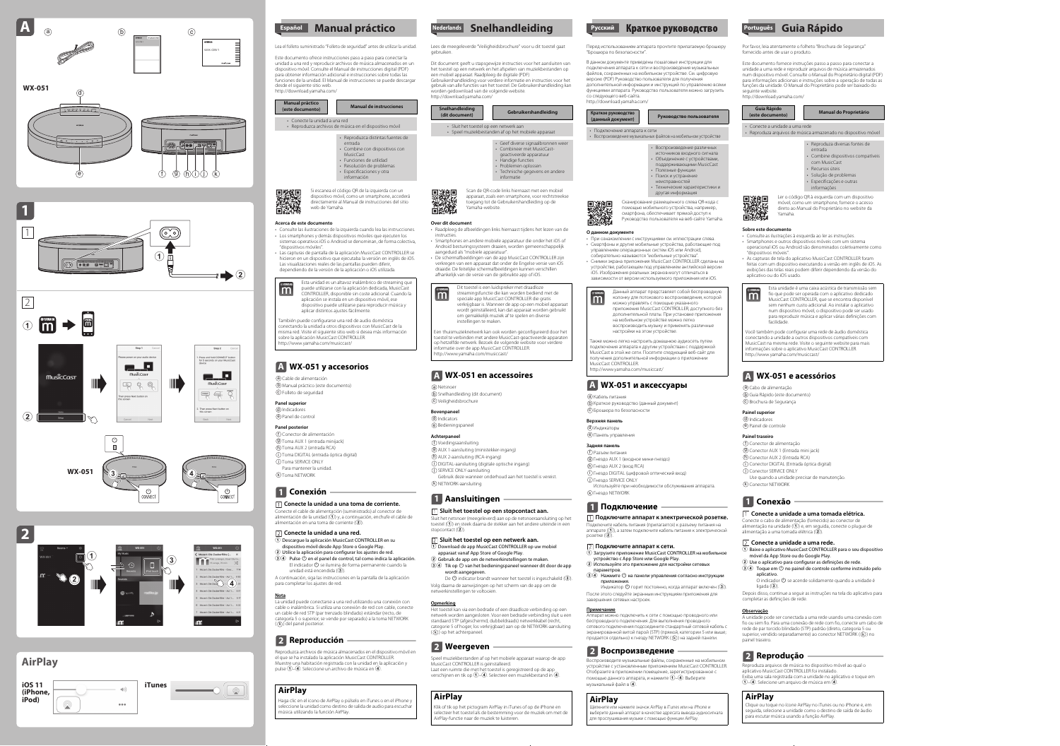A

ⓐ ⓑ ⓒ

WX-051

ⓓ

ⓔ ⓕ ⓖ ⓗ ⓘ ⓙ ⓚ

1

1

① ②

2

①

②

WX-051

③ ④

2

① ② ③ ④

AirPlay

iOS 11 (iPhone, iPod)

iTunes

## Español — Manual práctico

Lea el folleto suministrado "Folleto de seguridad" antes de utilizar la unidad.

Este documento ofrece instrucciones paso a paso para conectar la unidad a una red y reproducir archivos de música almacenados en un dispositivo móvil. Consulte el Manual de instrucciones digital (PDF) para obtener información adicional e instrucciones sobre todas las funciones de la unidad. El Manual de instrucciones se puede descargar desde el siguiente sitio web.
http://download.yamaha.com/

| Manual práctico (este documento) | Manual de instrucciones |
|---|---|
| • Conecte la unidad a una red<br>• Reproduzca archivos de música en el dispositivo móvil | • Reproduzca distintas fuentes de entrada<br>• Combine con dispositivos con MusicCast<br>• Funciones de utilidad<br>• Resolución de problemas<br>• Especificaciones y otra información |

Si escanea el código QR de la izquierda con un dispositivo móvil, como un smartphone, accederá directamente al Manual de instrucciones del sitio web de Yamaha.

**Acerca de este documento**
- Consulte las ilustraciones de la izquierda cuando lea las instrucciones.
- Los smartphones y demás dispositivos móviles que ejecuten los sistemas operativos iOS o Android se denominan, de forma colectiva, "dispositivos móviles".
- Las capturas de pantalla de la aplicación MusicCast CONTROLLER se hicieron en un dispositivo que ejecutaba la versión en inglés de iOS. Las visualizaciones reales de las pantallas pueden diferir, dependiendo de la versión de la aplicación o iOS utilizada.

Esta unidad es un altavoz inalámbrico de streaming que puede utilizarse con la aplicación dedicada, MusicCast CONTROLLER, disponible sin coste adicional. Cuando la aplicación se instala en un dispositivo móvil, ese dispositivo puede utilizarse para reproducir música y aplicar distintos ajustes fácilmente.

También puede configurar una red de audio doméstica conectando la unidad a otros dispositivos con MusicCast de la misma red. Visite el siguiente sitio web si desea más información sobre la aplicación MusicCast CONTROLLER.
http://www.yamaha.com/musiccast/

### A WX-051 y accesorios

ⓐ Cable de alimentación
ⓑ Manual práctico (este documento)
ⓒ Folleto de seguridad

**Panel superior**
ⓓ Indicadores
ⓔ Panel de control

**Panel posterior**
ⓕ Conector de alimentación
ⓖ Toma AUX 1 (entrada minijack)
ⓗ Toma AUX 2 (entrada RCA)
ⓘ Toma DIGITAL (entrada óptica digital)
ⓙ Toma SERVICE ONLY
Para mantener la unidad.
ⓚ Toma NETWORK

### 1 Conexión

**1 Conecte la unidad a una toma de corriente.**

Conecte el cable de alimentación (suministrado) al conector de alimentación de la unidad (①) y, a continuación, enchufe el cable de alimentación en una toma de corriente (②).

**2 Conecte la unidad a una red.**

**① Descargue la aplicación MusicCast CONTROLLER en su dispositivo móvil desde App Store o Google Play.**
**② Utilice la aplicación para configurar los ajustes de red.**
**③④ Pulse ⏻ en el panel de control, tal como indica la aplicación.**
El indicador ⏻ se ilumina de forma permanente cuando la unidad está encendida (③).

A continuación, siga las instrucciones en la pantalla de la aplicación para completar los ajustes de red.

**Nota**
La unidad puede conectarse a una red utilizando una conexión con cable o inalámbrica. Si utiliza una conexión de red con cable, conecte un cable de red STP (par trenzado blindado) estándar (recto, de categoría 5 o superior, se vende por separado) a la toma NETWORK (ⓚ) del panel posterior.

### 2 Reproducción

Reproduzca archivos de música almacenados en el dispositivo móvil en el que se ha instalado la aplicación MusicCast CONTROLLER.
Muestre una habitación registrada con la unidad en la aplicación y pulse ①–④. Seleccione un archivo de música en ④.

### AirPlay

Haga clic en el icono de AirPlay o púlselo en iTunes o en el iPhone y seleccione la unidad como destino de salida de audio para escuchar música utilizando la función AirPlay.

## Nederlands — Snelhandleiding

Lees de meegeleverde "Veiligheidsbrochure" voor u dit toestel gaat gebruiken.

Dit document geeft u stapsgewijze instructies voor het aansluiten van het toestel op een netwerk en het afspelen van muziekbestanden op een mobiel apparaat. Raadpleeg de digitale (PDF) Gebruikershandleiding voor verdere informatie en instructies voor het gebruik van alle functies van het toestel. De Gebruikershandleiding kan worden gedownload van de volgende website.
http://download.yamaha.com/

| Snelhandleiding (dit document) | Gebruikershandleiding |
|---|---|
| • Sluit het toestel op een netwerk aan<br>• Speel muziekbestanden af op het mobiele apparaat | • Geef diverse signaalbronnen weer<br>• Combineer met MusicCast-geactiveerde apparatuur<br>• Handige functies<br>• Problemen oplossen<br>• Technische gegevens en andere informatie |

Scan de QR-code links hiernaast met een mobiel apparaat, zoals een smartphone, voor rechtstreekse toegang tot de Gebruikershandleiding op de Yamaha-website.

**Over dit document**
- Raadpleeg de afbeeldingen links hiernaast tijdens het lezen van de instructies.
- Smartphones en andere mobiele apparatuur die onder het iOS of Android besturingssysteem draaien, worden gemeenschappelijk aangeduid als "mobiele apparatuur".
- De schermafbeeldingen van de app MusicCast CONTROLLER zijn verkregen van een apparaat dat onder de Engelse versie van iOS draaide. De feitelijke schermafbeeldingen kunnen verschillen afhankelijk van de versie van de gebruikte app of iOS.

Dit toestel is een luidspreker met draadloze streamingsfunctie die kan worden bediend met de speciale app MusicCast CONTROLLER die gratis verkrijgbaar is. Wanneer de app op een mobiel apparaat wordt geïnstalleerd, kan dat apparaat worden gebruikt om gemakkelijk muziek af te spelen en diverse instellingen te maken.

Een thuismuzieknetwerk kan ook worden geconfigureerd door het toestel te verbinden met andere MusicCast-geactiveerde apparaten op hetzelfde netwerk. Bezoek de volgende website voor verdere informatie over de app MusicCast CONTROLLER.
http://www.yamaha.com/musiccast/

### A WX-051 en accessoires

ⓐ Netsnoer
ⓑ Snelhandleiding (dit document)
ⓒ Veiligheidsbrochure

**Bovenpaneel**
ⓓ Indicators
ⓔ Bedieningspaneel

**Achterpaneel**
ⓕ Voedingsaansluiting
ⓖ AUX 1-aansluiting (ministekker-ingang)
ⓗ AUX 2-aansluiting (RCA-ingang)
ⓘ DIGITAL-aansluiting (digitale optische ingang)
ⓙ SERVICE ONLY-aansluiting
Gebruikt deze wanneer onderhoud aan het toestel is vereist.
ⓚ NETWORK-aansluiting

### 1 Aansluitingen

**1 Sluit het toestel op een stopcontact aan.**

Sluit het netsnoer (meegeleverd) aan op de netsnoeraansluiting op het toestel (①) en steek daarna de stekker aan het andere uiteinde in een stopcontact (②).

**2 Sluit het toestel op een netwerk aan.**

**① Download de app MusicCast CONTROLLER op uw mobiel apparaat vanaf App Store of Google Play.**
**② Gebruik de app om de netwerkinstellingen te maken.**
**③④ Tik op ⏻ van het bedieningspaneel wanneer dit door de app wordt aangegeven.**
De ⏻ indicator brandt wanneer het toestel is ingeschakeld (③).

Volg daarna de aanwijzingen op het scherm van de app om de netwerkinstellingen te voltooien.

**Opmerking**
Het toestel kan via een bedrade of een draadloze verbinding op een netwerk worden aangesloten. Voor een bedrade verbinding sluit u een standaard STP (afgeschermd, dubbeldraads) netwerkkabel (recht, categorie 5 of hoger, los verkrijgbaar) aan op de NETWORK-aansluiting (ⓚ) op het achterpaneel.

### 2 Weergeven

Speel muziekbestanden af op het mobiele apparaat waarop de app MusicCast CONTROLLER is geïnstalleerd.
Laat een ruimte die met het toestel is geregistreerd op de app verschijnen en tik op ①–④. Selecteer een muziekbestand in ④.

### AirPlay

Klik of tik op het pictogram AirPlay in iTunes of op de iPhone en selecteer het toestel als de bestemming voor de muziek om met de AirPlay-functie naar de muziek te luisteren.

## Русский — Краткое руководство

Перед использованием аппарата прочтите прилагаемую брошюру "Брошюра по безопасности".

В данном документе приведены пошаговые инструкции для подключения аппарата к сети и воспроизведения музыкальных файлов, сохраненных на мобильном устройстве. См. цифровую версию (PDF) Руководства пользователя для получения дополнительной информации и инструкций по управлению всеми функциями аппарата. Руководство пользователя можно загрузить со следующего веб-сайта.
http://download.yamaha.com/

| Краткое руководство (данный документ) | Руководство пользователя |
|---|---|
| • Подключение аппарата к сети<br>• Воспроизведение музыкальных файлов на мобильном устройстве | • Воспроизведение различных источников входного сигнала<br>• Объединение с устройствами, поддерживающими MusicCast<br>• Полезные функции<br>• Поиск и устранение неисправностей<br>• Технические характеристики и другая информация |

Сканирование размещенного слева QR-кода с помощью мобильного устройства, например, смартфона, обеспечивает прямой доступ к Руководству пользователя на веб-сайте Yamaha.

**О данном документе**
- При ознакомлении с инструкциями см. иллюстрации слева.
- Смартфоны и другие мобильные устройства, работающие под управлением операционных систем iOS или Android, собирательно называются "мобильные устройства".
- Снимки экрана приложения MusicCast CONTROLLER сделаны на устройстве, работающем под управлением английской версии iOS. Изображения реальных экранов могут отличаться в зависимости от версии используемого приложения или iOS.

Данный аппарат представляет собой беспроводную колонку для потокового воспроизведения, которой можно управлять с помощью указанного приложения MusicCast CONTROLLER, доступного без дополнительной платы. При установке приложения на мобильном устройстве можно легко воспроизводить музыку и применять различные настройки на этом устройстве.

Также можно легко настроить домашнюю аудиосеть путем подключения аппарата к другим устройствам с поддержкой MusicCast в этой же сети. Посетите следующий веб-сайт для получения дополнительной информации о приложении MusicCast CONTROLLER.
http://www.yamaha.com/musiccast/

### A WX-051 и аксессуары

ⓐ Кабель питания
ⓑ Краткое руководство (данный документ)
ⓒ Брошюра по безопасности

**Верхняя панель**
ⓓ Индикаторы
ⓔ Панель управления

**Задняя панель**
ⓕ Разъем питания
ⓖ Гнездо AUX 1 (входное мини-гнездо)
ⓗ Гнездо AUX 2 (вход RCA)
ⓘ Гнездо DIGITAL (цифровой оптический вход)
ⓙ Гнездо SERVICE ONLY
Используйте при необходимости обслуживания аппарата.
ⓚ Гнездо NETWORK

### 1 Подключение

**1 Подключите аппарат к электрической розетке.**

Подключите кабель питания (прилагается) к разъему питания на аппарате (①), а затем подключите кабель питания к электрической розетке (②).

**2 Подключите аппарат к сети.**

**① Загрузите приложение MusicCast CONTROLLER на мобильное устройство с App Store или Google Play.**
**② Используйте это приложение для настройки сетевых параметров.**
**③④ Нажмите ⏻ на панели управления согласно инструкции приложения.**
Индикатор ⏻ горит постоянно, когда аппарат включен (③).

После этого следуйте экранным инструкциям приложения для завершения сетевых настроек.

**Примечание**
Аппарат можно подключить к сети с помощью проводного или беспроводного подключения. Для выполнения проводного сетевого подключения подсоедините стандартный сетевой кабель с экранированной витой парой (STP) (прямой, категории 5 или выше; продается отдельно) к гнезду NETWORK (ⓚ) на задней панели.

### 2 Воспроизведение

Воспроизводите музыкальные файлы, сохраненные на мобильном устройстве с установленным приложением MusicCast CONTROLLER.
Отобразите в приложении помещение, зарегистрированное с помощью данного аппарата, и нажмите ①–④. Выберите музыкальный файл в ④.

### AirPlay

Щелкните или нажмите значок AirPlay в iTunes или на iPhone и выберите данный аппарат в качестве адресата вывода аудиосигнала для прослушивания музыки с помощью функции AirPlay.

## Português — Guia Rápido

Por favor, leia atentamente o folheto "Brochura de Segurança" fornecido antes de usar o produto.

Este documento fornece instruções passo a passo para conectar a unidade a uma rede e reproduzir arquivos de música armazenados num dispositivo móvel. Consulte o Manual do Proprietário digital (PDF) para informações adicionais e instruções sobre a operação de todas as funções da unidade. O Manual do Proprietário pode ser baixado do seguinte website.
http://download.yamaha.com/

| Guia Rápido (este documento) | Manual do Proprietário |
|---|---|
| • Conecte a unidade a uma rede<br>• Reproduza arquivos de música armazenado no dispositivo móvel | • Reproduza diversas fontes de entrada<br>• Combine dispositivos compatíveis com MusicCast<br>• Recursos úteis<br>• Solução de problemas<br>• Especificações e outras informações |

Ler o código QR à esquerda com um dispositivo móvel, como um smartphone, fornece o acesso direto ao Manual do Proprietário no website da Yamaha.

**Sobre este documento**
- Consulte as ilustrações à esquerda ao ler as instruções.
- Smartphones e outros dispositivos móveis com um sistema operacional iOS ou Android são denominados coletivamente como "dispositivos móveis".
- As capturas de tela do aplicativo MusicCast CONTROLLER foram feitas com um dispositivo executando a versão em inglês do iOS. As exibições das telas reais podem diferir dependendo da versão do aplicativo ou do iOS usado.

Esta unidade é uma caixa acústica de transmissão sem fio que pode ser operada com o aplicativo dedicado MusicCast CONTROLLER, que se encontra disponível sem nenhum custo adicional. Ao instalar o aplicativo num dispositivo móvel, o dispositivo pode ser usado para reproduzir música e aplicar várias definições com facilidade.

Você também pode configurar uma rede de áudio doméstica conectando a unidade a outros dispositivos compatíveis com MusicCast na mesma rede. Visite o seguinte website para mais informações sobre o aplicativo MusicCast CONTROLLER.
http://www.yamaha.com/musiccast/

### A WX-051 e acessórios

ⓐ Cabo de alimentação
ⓑ Guia Rápido (este documento)
ⓒ Brochura de Segurança

**Painel superior**
ⓓ Indicadores
ⓔ Painel de controle

**Painel traseiro**
ⓕ Conector de alimentação
ⓖ Conector AUX 1 (Entrada mini jack)
ⓗ Conector AUX 2 (Entrada RCA)
ⓘ Conector DIGITAL (Entrada óptica digital)
ⓙ Conector SERVICE ONLY
Use quando a unidade precisar de manutenção.
ⓚ Conector NETWORK

### 1 Conexão

**1 Conecte a unidade a uma tomada elétrica.**

Conecte o cabo de alimentação (fornecido) ao conector de alimentação na unidade (①) e, em seguida, conecte o plugue de alimentação a uma tomada elétrica (②).

**2 Conecte a unidade a uma rede.**

**① Baixe o aplicativo MusicCast CONTROLLER para o seu dispositivo móvel da App Store ou do Google Play.**
**② Use o aplicativo para configurar as definições de rede.**
**③④ Toque em ⏻ no painel de controle conforme instruído pelo aplicativo.**
O indicador ⏻ se acende solidamente quando a unidade é ligada (③).

Depois disso, continue a seguir as instruções na tela do aplicativo para completar as definições de rede.

**Observação**
A unidade pode ser conectada a uma rede usando uma conexão com fio ou sem fio. Para uma conexão de rede com fio, conecte um cabo de rede de par torcido blindado (STP) padrão (direto, categoria 5 ou superior, vendido separadamente) ao conector NETWORK (ⓚ) no painel traseiro.

### 2 Reprodução

Reproduza arquivos de música no dispositivo móvel ao qual o aplicativo MusicCast CONTROLLER foi instalado.
Exiba uma sala registrada com a unidade no aplicativo e toque em ①–④. Selecione um arquivo de música em ④.

### AirPlay

Clique ou toque no ícone AirPlay no iTunes ou no iPhone e, em seguida, selecione a unidade como o destino de saída de áudio para escutar música usando a função AirPlay.